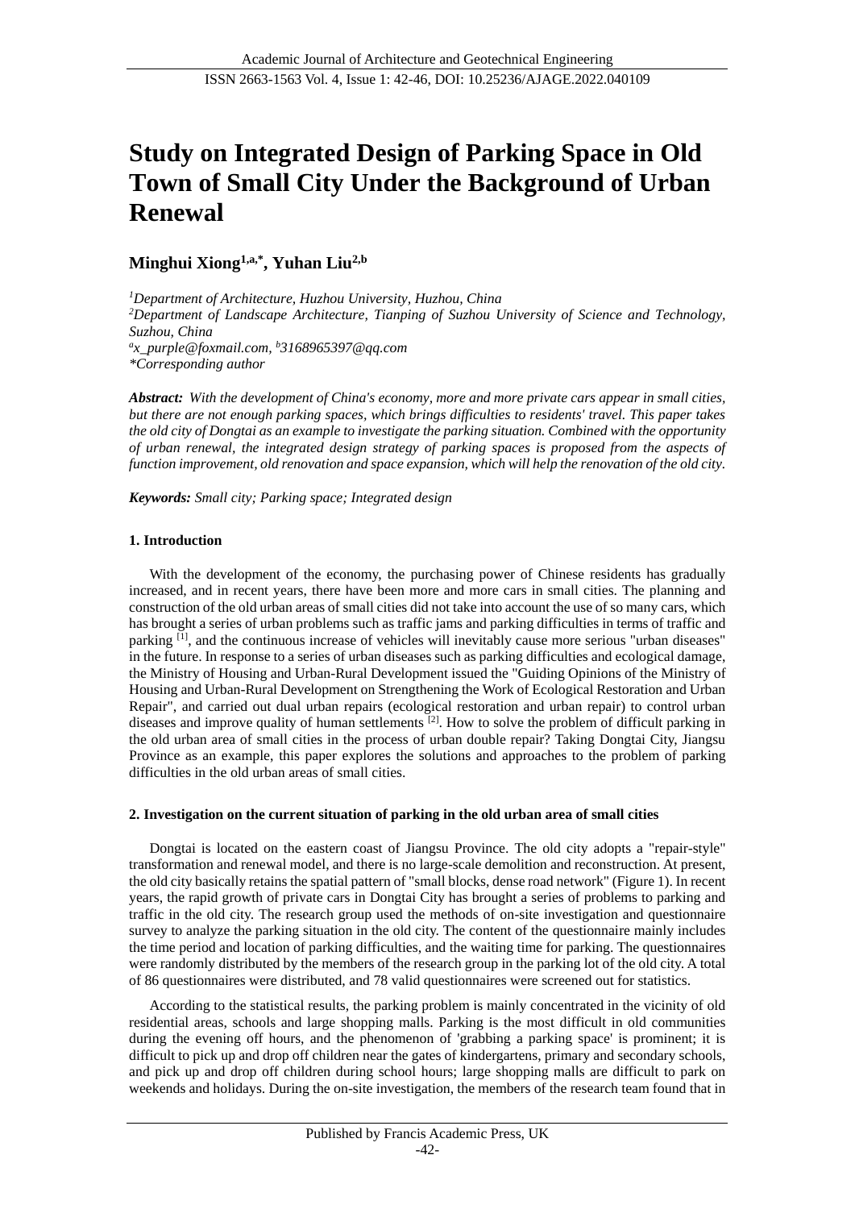# Study on Integrated Design of Parking Space in Old Town of Small City Under the Background of Urban Renewal

**Minghui Xiong[1,a,*], Yuhan Liu[2,b]**

*[1]Department of Architecture, Huzhou University, Huzhou, China*
*[2]Department of Landscape Architecture, Tianping of Suzhou University of Science and Technology, Suzhou, China*
*[a]x_purple@foxmail.com, [b]3168965397@qq.com*
*\*Corresponding author*

***Abstract:*** *With the development of China's economy, more and more private cars appear in small cities, but there are not enough parking spaces, which brings difficulties to residents' travel. This paper takes the old city of Dongtai as an example to investigate the parking situation. Combined with the opportunity of urban renewal, the integrated design strategy of parking spaces is proposed from the aspects of function improvement, old renovation and space expansion, which will help the renovation of the old city.*

***Keywords:*** *Small city; Parking space; Integrated design*

## 1. Introduction

With the development of the economy, the purchasing power of Chinese residents has gradually increased, and in recent years, there have been more and more cars in small cities. The planning and construction of the old urban areas of small cities did not take into account the use of so many cars, which has brought a series of urban problems such as traffic jams and parking difficulties in terms of traffic and parking [1], and the continuous increase of vehicles will inevitably cause more serious "urban diseases" in the future. In response to a series of urban diseases such as parking difficulties and ecological damage, the Ministry of Housing and Urban-Rural Development issued the "Guiding Opinions of the Ministry of Housing and Urban-Rural Development on Strengthening the Work of Ecological Restoration and Urban Repair", and carried out dual urban repairs (ecological restoration and urban repair) to control urban diseases and improve quality of human settlements [2]. How to solve the problem of difficult parking in the old urban area of small cities in the process of urban double repair? Taking Dongtai City, Jiangsu Province as an example, this paper explores the solutions and approaches to the problem of parking difficulties in the old urban areas of small cities.

## 2. Investigation on the current situation of parking in the old urban area of small cities

Dongtai is located on the eastern coast of Jiangsu Province. The old city adopts a "repair-style" transformation and renewal model, and there is no large-scale demolition and reconstruction. At present, the old city basically retains the spatial pattern of "small blocks, dense road network" (Figure 1). In recent years, the rapid growth of private cars in Dongtai City has brought a series of problems to parking and traffic in the old city. The research group used the methods of on-site investigation and questionnaire survey to analyze the parking situation in the old city. The content of the questionnaire mainly includes the time period and location of parking difficulties, and the waiting time for parking. The questionnaires were randomly distributed by the members of the research group in the parking lot of the old city. A total of 86 questionnaires were distributed, and 78 valid questionnaires were screened out for statistics.

According to the statistical results, the parking problem is mainly concentrated in the vicinity of old residential areas, schools and large shopping malls. Parking is the most difficult in old communities during the evening off hours, and the phenomenon of 'grabbing a parking space' is prominent; it is difficult to pick up and drop off children near the gates of kindergartens, primary and secondary schools, and pick up and drop off children during school hours; large shopping malls are difficult to park on weekends and holidays. During the on-site investigation, the members of the research team found that in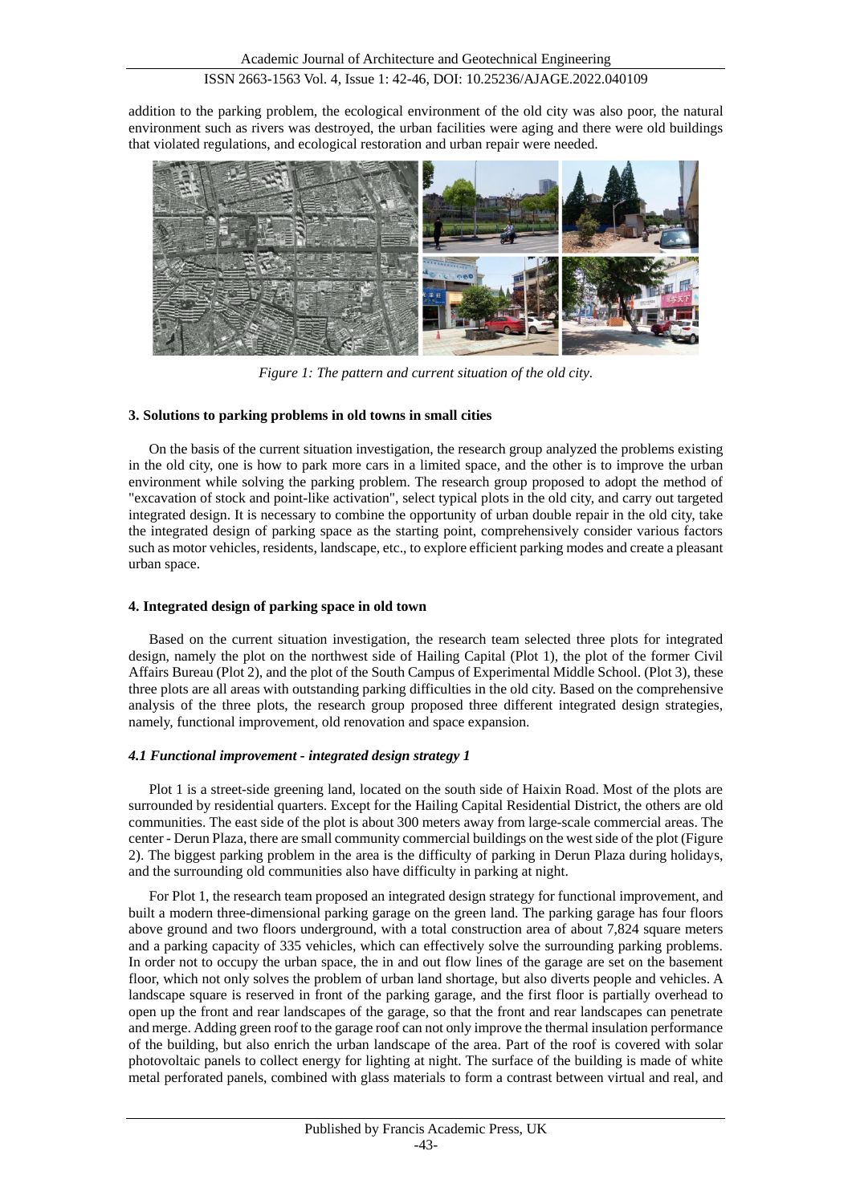addition to the parking problem, the ecological environment of the old city was also poor, the natural environment such as rivers was destroyed, the urban facilities were aging and there were old buildings that violated regulations, and ecological restoration and urban repair were needed.

*Figure 1: The pattern and current situation of the old city.*

## 3. Solutions to parking problems in old towns in small cities

On the basis of the current situation investigation, the research group analyzed the problems existing in the old city, one is how to park more cars in a limited space, and the other is to improve the urban environment while solving the parking problem. The research group proposed to adopt the method of "excavation of stock and point-like activation", select typical plots in the old city, and carry out targeted integrated design. It is necessary to combine the opportunity of urban double repair in the old city, take the integrated design of parking space as the starting point, comprehensively consider various factors such as motor vehicles, residents, landscape, etc., to explore efficient parking modes and create a pleasant urban space.

## 4. Integrated design of parking space in old town

Based on the current situation investigation, the research team selected three plots for integrated design, namely the plot on the northwest side of Hailing Capital (Plot 1), the plot of the former Civil Affairs Bureau (Plot 2), and the plot of the South Campus of Experimental Middle School. (Plot 3), these three plots are all areas with outstanding parking difficulties in the old city. Based on the comprehensive analysis of the three plots, the research group proposed three different integrated design strategies, namely, functional improvement, old renovation and space expansion.

### *4.1 Functional improvement - integrated design strategy 1*

Plot 1 is a street-side greening land, located on the south side of Haixin Road. Most of the plots are surrounded by residential quarters. Except for the Hailing Capital Residential District, the others are old communities. The east side of the plot is about 300 meters away from large-scale commercial areas. The center - Derun Plaza, there are small community commercial buildings on the west side of the plot (Figure 2). The biggest parking problem in the area is the difficulty of parking in Derun Plaza during holidays, and the surrounding old communities also have difficulty in parking at night.

For Plot 1, the research team proposed an integrated design strategy for functional improvement, and built a modern three-dimensional parking garage on the green land. The parking garage has four floors above ground and two floors underground, with a total construction area of about 7,824 square meters and a parking capacity of 335 vehicles, which can effectively solve the surrounding parking problems. In order not to occupy the urban space, the in and out flow lines of the garage are set on the basement floor, which not only solves the problem of urban land shortage, but also diverts people and vehicles. A landscape square is reserved in front of the parking garage, and the first floor is partially overhead to open up the front and rear landscapes of the garage, so that the front and rear landscapes can penetrate and merge. Adding green roof to the garage roof can not only improve the thermal insulation performance of the building, but also enrich the urban landscape of the area. Part of the roof is covered with solar photovoltaic panels to collect energy for lighting at night. The surface of the building is made of white metal perforated panels, combined with glass materials to form a contrast between virtual and real, and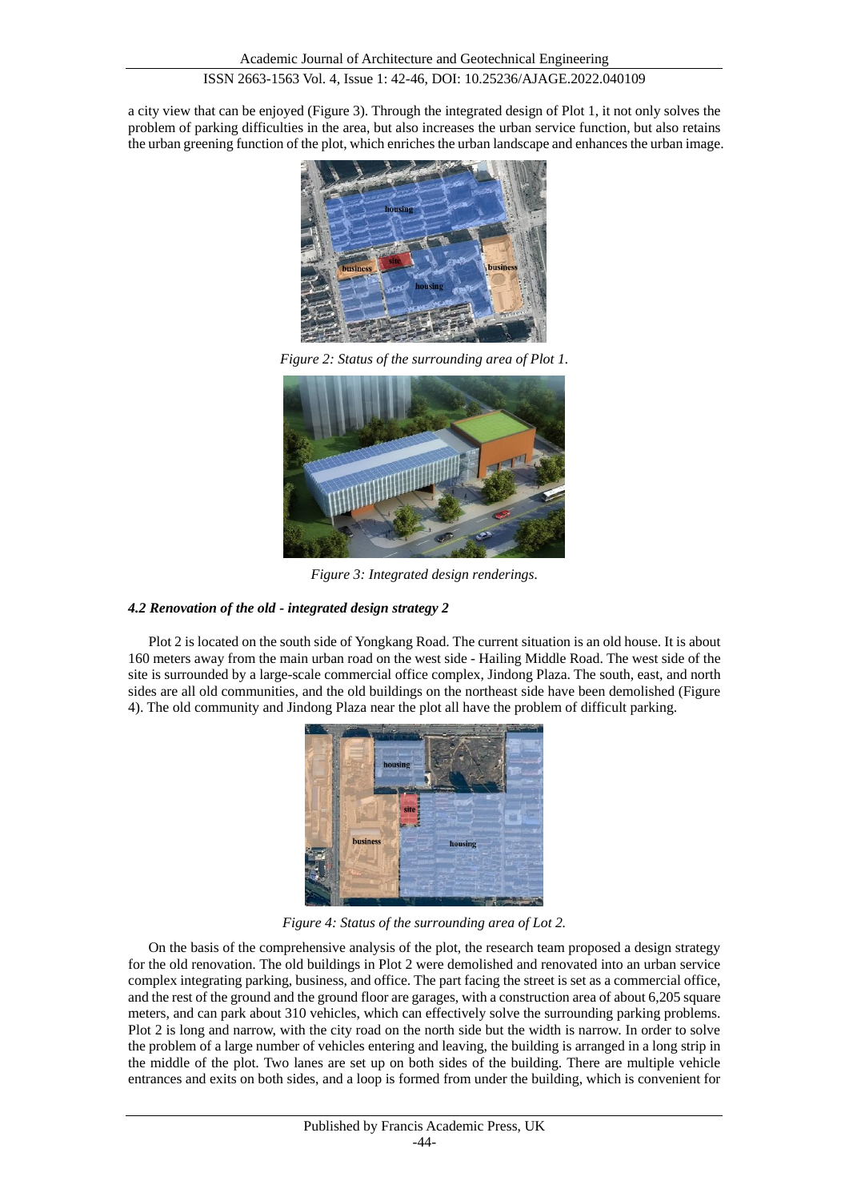a city view that can be enjoyed (Figure 3). Through the integrated design of Plot 1, it not only solves the problem of parking difficulties in the area, but also increases the urban service function, but also retains the urban greening function of the plot, which enriches the urban landscape and enhances the urban image.

housing
site
business
business
housing

*Figure 2: Status of the surrounding area of Plot 1.*

*Figure 3: Integrated design renderings.*

### *4.2 Renovation of the old - integrated design strategy 2*

Plot 2 is located on the south side of Yongkang Road. The current situation is an old house. It is about 160 meters away from the main urban road on the west side - Hailing Middle Road. The west side of the site is surrounded by a large-scale commercial office complex, Jindong Plaza. The south, east, and north sides are all old communities, and the old buildings on the northeast side have been demolished (Figure 4). The old community and Jindong Plaza near the plot all have the problem of difficult parking.

housing
site
business
housing

*Figure 4: Status of the surrounding area of Lot 2.*

On the basis of the comprehensive analysis of the plot, the research team proposed a design strategy for the old renovation. The old buildings in Plot 2 were demolished and renovated into an urban service complex integrating parking, business, and office. The part facing the street is set as a commercial office, and the rest of the ground and the ground floor are garages, with a construction area of about 6,205 square meters, and can park about 310 vehicles, which can effectively solve the surrounding parking problems. Plot 2 is long and narrow, with the city road on the north side but the width is narrow. In order to solve the problem of a large number of vehicles entering and leaving, the building is arranged in a long strip in the middle of the plot. Two lanes are set up on both sides of the building. There are multiple vehicle entrances and exits on both sides, and a loop is formed from under the building, which is convenient for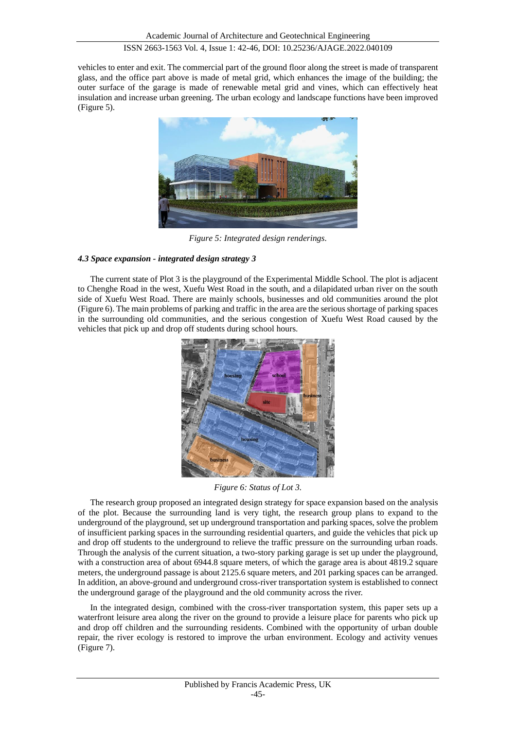vehicles to enter and exit. The commercial part of the ground floor along the street is made of transparent glass, and the office part above is made of metal grid, which enhances the image of the building; the outer surface of the garage is made of renewable metal grid and vines, which can effectively heat insulation and increase urban greening. The urban ecology and landscape functions have been improved (Figure 5).

*Figure 5: Integrated design renderings.*

#### *4.3 Space expansion - integrated design strategy 3*

The current state of Plot 3 is the playground of the Experimental Middle School. The plot is adjacent to Chenghe Road in the west, Xuefu West Road in the south, and a dilapidated urban river on the south side of Xuefu West Road. There are mainly schools, businesses and old communities around the plot (Figure 6). The main problems of parking and traffic in the area are the serious shortage of parking spaces in the surrounding old communities, and the serious congestion of Xuefu West Road caused by the vehicles that pick up and drop off students during school hours.

housing
school
business
site
housing
business

*Figure 6: Status of Lot 3.*

The research group proposed an integrated design strategy for space expansion based on the analysis of the plot. Because the surrounding land is very tight, the research group plans to expand to the underground of the playground, set up underground transportation and parking spaces, solve the problem of insufficient parking spaces in the surrounding residential quarters, and guide the vehicles that pick up and drop off students to the underground to relieve the traffic pressure on the surrounding urban roads. Through the analysis of the current situation, a two-story parking garage is set up under the playground, with a construction area of about 6944.8 square meters, of which the garage area is about 4819.2 square meters, the underground passage is about 2125.6 square meters, and 201 parking spaces can be arranged. In addition, an above-ground and underground cross-river transportation system is established to connect the underground garage of the playground and the old community across the river.

In the integrated design, combined with the cross-river transportation system, this paper sets up a waterfront leisure area along the river on the ground to provide a leisure place for parents who pick up and drop off children and the surrounding residents. Combined with the opportunity of urban double repair, the river ecology is restored to improve the urban environment. Ecology and activity venues (Figure 7).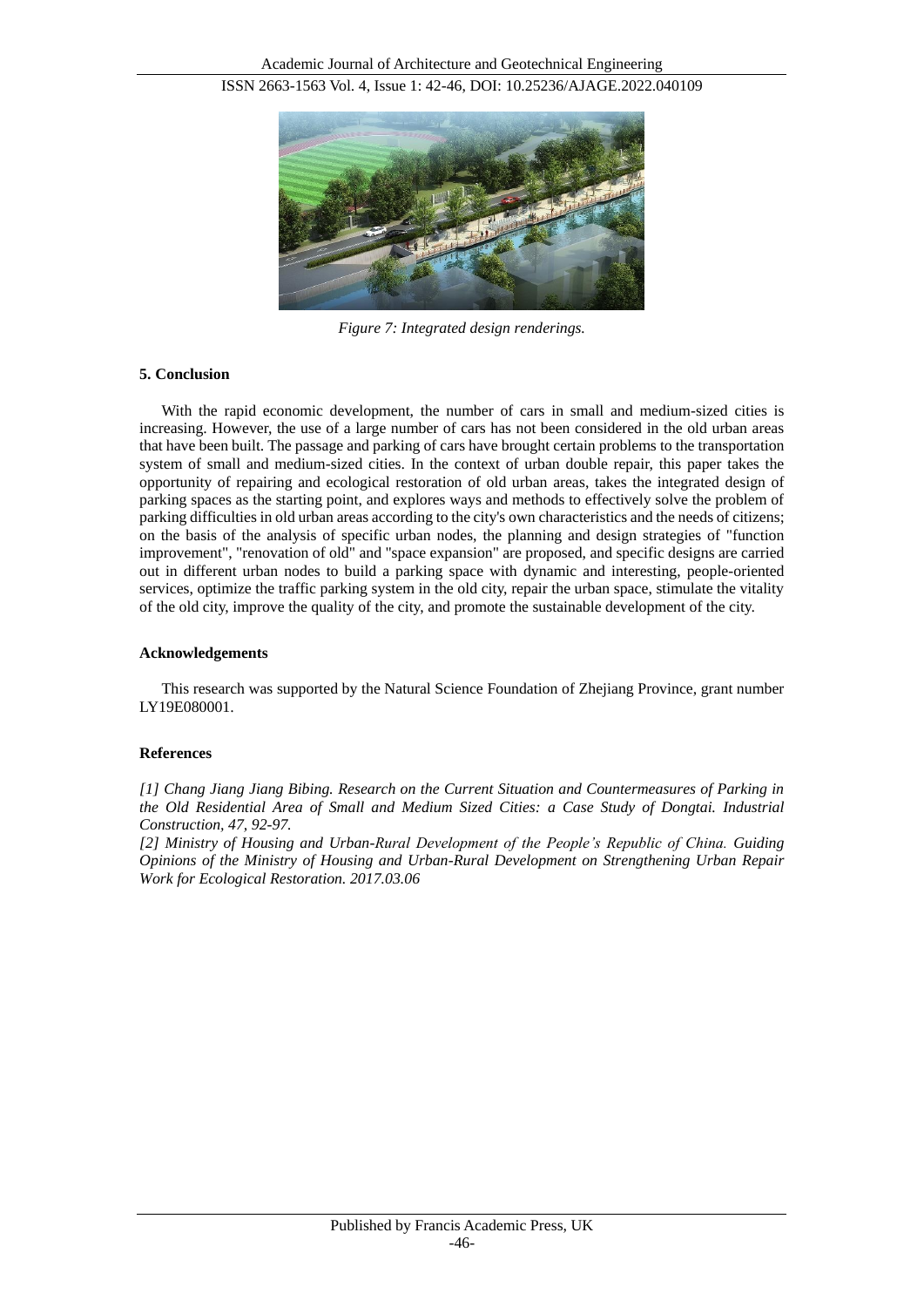*Figure 7: Integrated design renderings.*

## 5. Conclusion

With the rapid economic development, the number of cars in small and medium-sized cities is increasing. However, the use of a large number of cars has not been considered in the old urban areas that have been built. The passage and parking of cars have brought certain problems to the transportation system of small and medium-sized cities. In the context of urban double repair, this paper takes the opportunity of repairing and ecological restoration of old urban areas, takes the integrated design of parking spaces as the starting point, and explores ways and methods to effectively solve the problem of parking difficulties in old urban areas according to the city's own characteristics and the needs of citizens; on the basis of the analysis of specific urban nodes, the planning and design strategies of "function improvement", "renovation of old" and "space expansion" are proposed, and specific designs are carried out in different urban nodes to build a parking space with dynamic and interesting, people-oriented services, optimize the traffic parking system in the old city, repair the urban space, stimulate the vitality of the old city, improve the quality of the city, and promote the sustainable development of the city.

## Acknowledgements

This research was supported by the Natural Science Foundation of Zhejiang Province, grant number LY19E080001.

## References

*[1] Chang Jiang Jiang Bibing. Research on the Current Situation and Countermeasures of Parking in the Old Residential Area of Small and Medium Sized Cities: a Case Study of Dongtai. Industrial Construction, 47, 92-97.*

*[2] Ministry of Housing and Urban-Rural Development of the People's Republic of China. Guiding Opinions of the Ministry of Housing and Urban-Rural Development on Strengthening Urban Repair Work for Ecological Restoration. 2017.03.06*